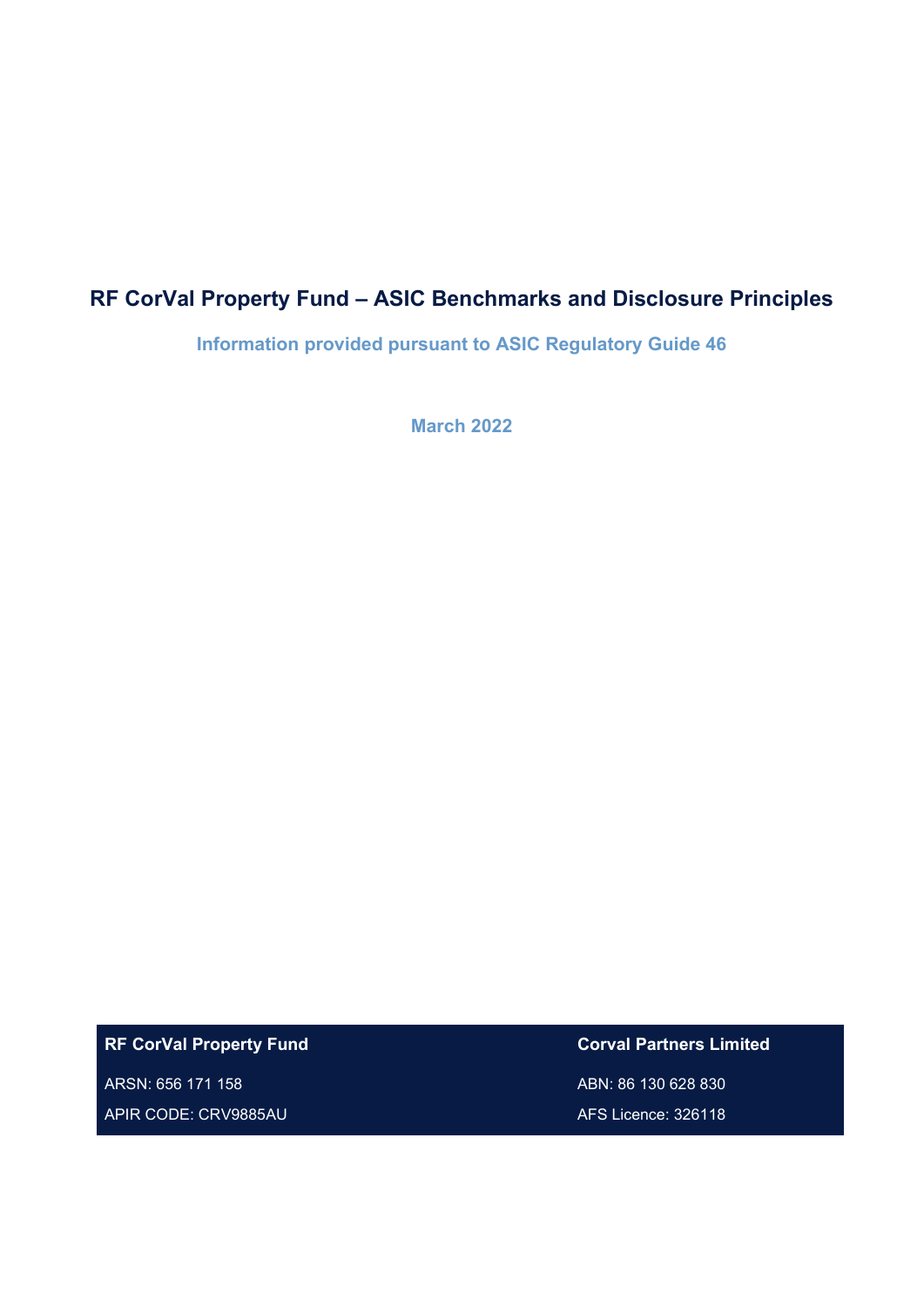# RF CorVal Property Fund – ASIC Benchmarks and Disclosure Principles

**Information provided pursuant to ASIC Regulatory Guide 46**

**March 2022**

| **RF CorVal Property Fund** | **Corval Partners Limited** |
|---|---|
| ARSN: 656 171 158 | ABN: 86 130 628 830 |
| APIR CODE: CRV9885AU | AFS Licence: 326118 |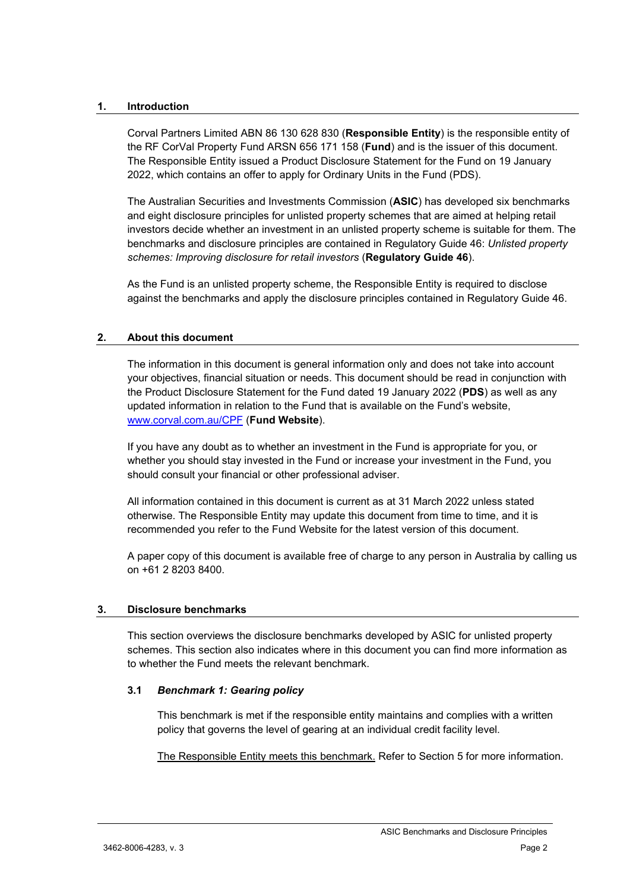## 1. Introduction

Corval Partners Limited ABN 86 130 628 830 (**Responsible Entity**) is the responsible entity of the RF CorVal Property Fund ARSN 656 171 158 (**Fund**) and is the issuer of this document. The Responsible Entity issued a Product Disclosure Statement for the Fund on 19 January 2022, which contains an offer to apply for Ordinary Units in the Fund (PDS).

The Australian Securities and Investments Commission (**ASIC**) has developed six benchmarks and eight disclosure principles for unlisted property schemes that are aimed at helping retail investors decide whether an investment in an unlisted property scheme is suitable for them. The benchmarks and disclosure principles are contained in Regulatory Guide 46: *Unlisted property schemes: Improving disclosure for retail investors* (**Regulatory Guide 46**).

As the Fund is an unlisted property scheme, the Responsible Entity is required to disclose against the benchmarks and apply the disclosure principles contained in Regulatory Guide 46.

## 2. About this document

The information in this document is general information only and does not take into account your objectives, financial situation or needs. This document should be read in conjunction with the Product Disclosure Statement for the Fund dated 19 January 2022 (**PDS**) as well as any updated information in relation to the Fund that is available on the Fund's website, www.corval.com.au/CPF (**Fund Website**).

If you have any doubt as to whether an investment in the Fund is appropriate for you, or whether you should stay invested in the Fund or increase your investment in the Fund, you should consult your financial or other professional adviser.

All information contained in this document is current as at 31 March 2022 unless stated otherwise. The Responsible Entity may update this document from time to time, and it is recommended you refer to the Fund Website for the latest version of this document.

A paper copy of this document is available free of charge to any person in Australia by calling us on +61 2 8203 8400.

## 3. Disclosure benchmarks

This section overviews the disclosure benchmarks developed by ASIC for unlisted property schemes. This section also indicates where in this document you can find more information as to whether the Fund meets the relevant benchmark.

### 3.1 *Benchmark 1: Gearing policy*

This benchmark is met if the responsible entity maintains and complies with a written policy that governs the level of gearing at an individual credit facility level.

The Responsible Entity meets this benchmark. Refer to Section 5 for more information.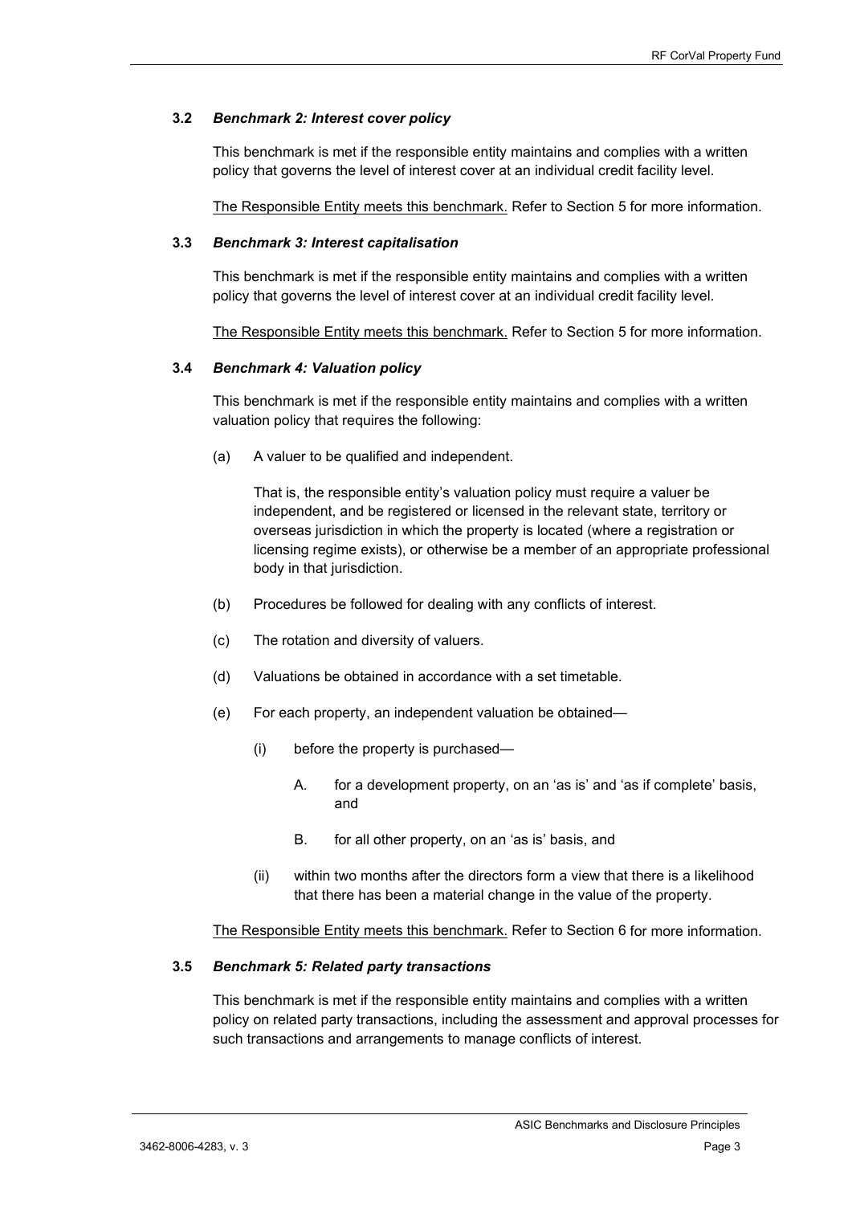### 3.2 *Benchmark 2: Interest cover policy*

This benchmark is met if the responsible entity maintains and complies with a written policy that governs the level of interest cover at an individual credit facility level.

The Responsible Entity meets this benchmark. Refer to Section 5 for more information.

### 3.3 *Benchmark 3: Interest capitalisation*

This benchmark is met if the responsible entity maintains and complies with a written policy that governs the level of interest cover at an individual credit facility level.

The Responsible Entity meets this benchmark. Refer to Section 5 for more information.

### 3.4 *Benchmark 4: Valuation policy*

This benchmark is met if the responsible entity maintains and complies with a written valuation policy that requires the following:

(a) A valuer to be qualified and independent.

That is, the responsible entity's valuation policy must require a valuer be independent, and be registered or licensed in the relevant state, territory or overseas jurisdiction in which the property is located (where a registration or licensing regime exists), or otherwise be a member of an appropriate professional body in that jurisdiction.

(b) Procedures be followed for dealing with any conflicts of interest.

(c) The rotation and diversity of valuers.

(d) Valuations be obtained in accordance with a set timetable.

(e) For each property, an independent valuation be obtained—

(i) before the property is purchased—

A. for a development property, on an 'as is' and 'as if complete' basis, and

B. for all other property, on an 'as is' basis, and

(ii) within two months after the directors form a view that there is a likelihood that there has been a material change in the value of the property.

The Responsible Entity meets this benchmark. Refer to Section 6 for more information.

### 3.5 *Benchmark 5: Related party transactions*

This benchmark is met if the responsible entity maintains and complies with a written policy on related party transactions, including the assessment and approval processes for such transactions and arrangements to manage conflicts of interest.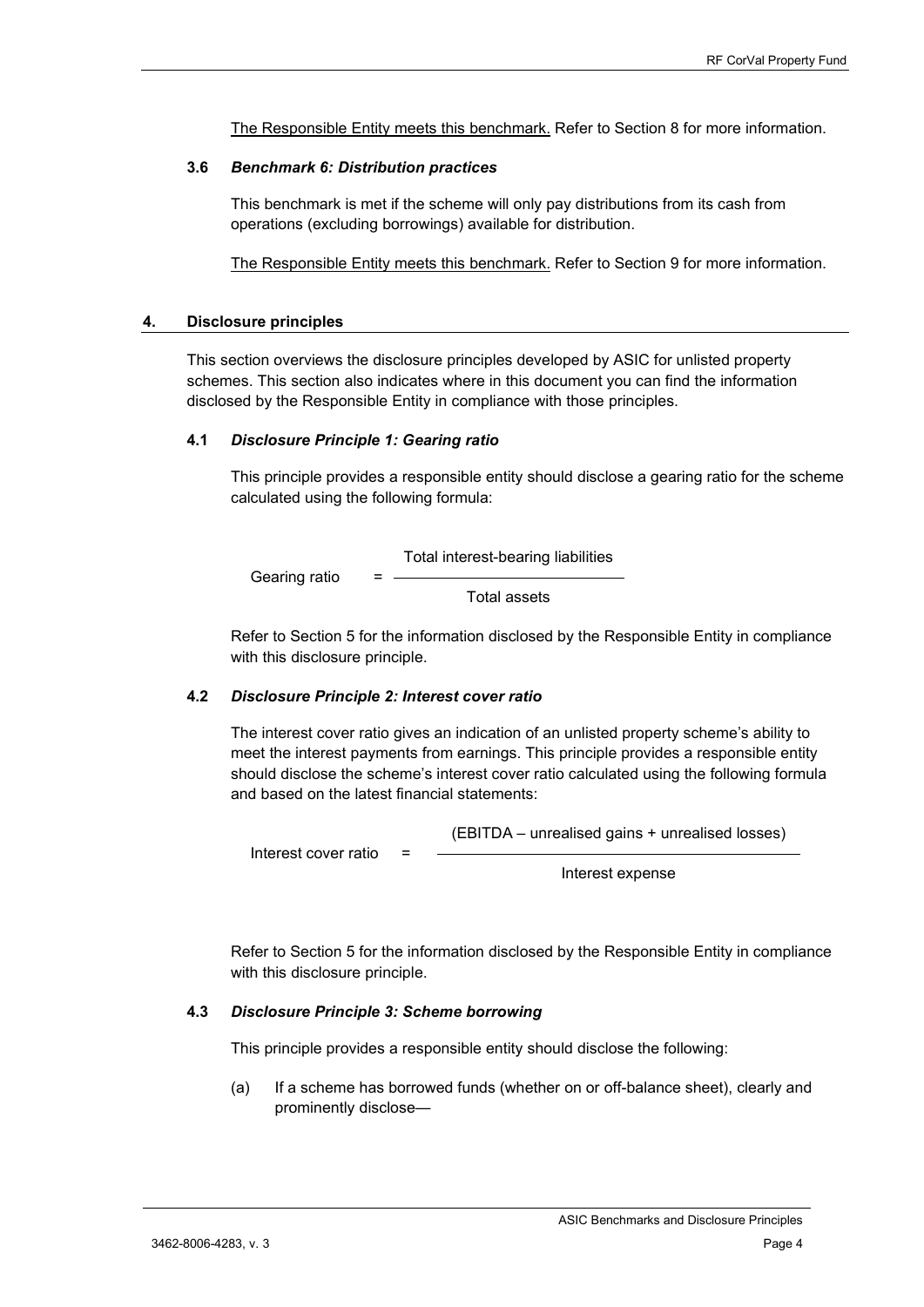The Responsible Entity meets this benchmark. Refer to Section 8 for more information.

### 3.6 *Benchmark 6: Distribution practices*

This benchmark is met if the scheme will only pay distributions from its cash from operations (excluding borrowings) available for distribution.

The Responsible Entity meets this benchmark. Refer to Section 9 for more information.

## 4. Disclosure principles

This section overviews the disclosure principles developed by ASIC for unlisted property schemes. This section also indicates where in this document you can find the information disclosed by the Responsible Entity in compliance with those principles.

### 4.1 *Disclosure Principle 1: Gearing ratio*

This principle provides a responsible entity should disclose a gearing ratio for the scheme calculated using the following formula:

$$\text{Gearing ratio} = \frac{\text{Total interest-bearing liabilities}}{\text{Total assets}}$$

Refer to Section 5 for the information disclosed by the Responsible Entity in compliance with this disclosure principle.

### 4.2 *Disclosure Principle 2: Interest cover ratio*

The interest cover ratio gives an indication of an unlisted property scheme's ability to meet the interest payments from earnings. This principle provides a responsible entity should disclose the scheme's interest cover ratio calculated using the following formula and based on the latest financial statements:

$$\text{Interest cover ratio} = \frac{(\text{EBITDA} - \text{unrealised gains} + \text{unrealised losses})}{\text{Interest expense}}$$

Refer to Section 5 for the information disclosed by the Responsible Entity in compliance with this disclosure principle.

### 4.3 *Disclosure Principle 3: Scheme borrowing*

This principle provides a responsible entity should disclose the following:

(a) If a scheme has borrowed funds (whether on or off-balance sheet), clearly and prominently disclose—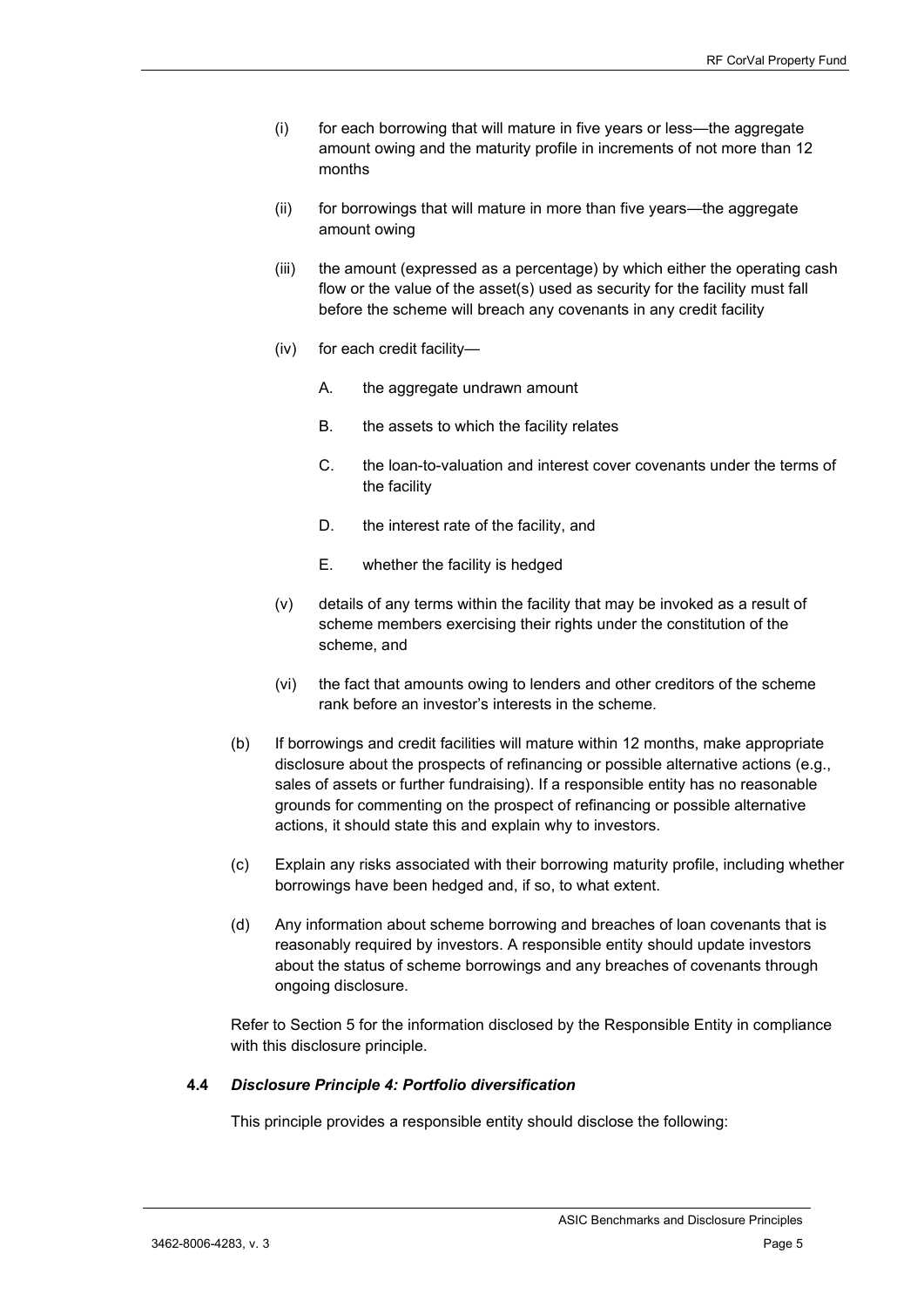(i) for each borrowing that will mature in five years or less—the aggregate amount owing and the maturity profile in increments of not more than 12 months

(ii) for borrowings that will mature in more than five years—the aggregate amount owing

(iii) the amount (expressed as a percentage) by which either the operating cash flow or the value of the asset(s) used as security for the facility must fall before the scheme will breach any covenants in any credit facility

(iv) for each credit facility—

A. the aggregate undrawn amount

B. the assets to which the facility relates

C. the loan-to-valuation and interest cover covenants under the terms of the facility

D. the interest rate of the facility, and

E. whether the facility is hedged

(v) details of any terms within the facility that may be invoked as a result of scheme members exercising their rights under the constitution of the scheme, and

(vi) the fact that amounts owing to lenders and other creditors of the scheme rank before an investor's interests in the scheme.

(b) If borrowings and credit facilities will mature within 12 months, make appropriate disclosure about the prospects of refinancing or possible alternative actions (e.g., sales of assets or further fundraising). If a responsible entity has no reasonable grounds for commenting on the prospect of refinancing or possible alternative actions, it should state this and explain why to investors.

(c) Explain any risks associated with their borrowing maturity profile, including whether borrowings have been hedged and, if so, to what extent.

(d) Any information about scheme borrowing and breaches of loan covenants that is reasonably required by investors. A responsible entity should update investors about the status of scheme borrowings and any breaches of covenants through ongoing disclosure.

Refer to Section 5 for the information disclosed by the Responsible Entity in compliance with this disclosure principle.

### 4.4 *Disclosure Principle 4: Portfolio diversification*

This principle provides a responsible entity should disclose the following: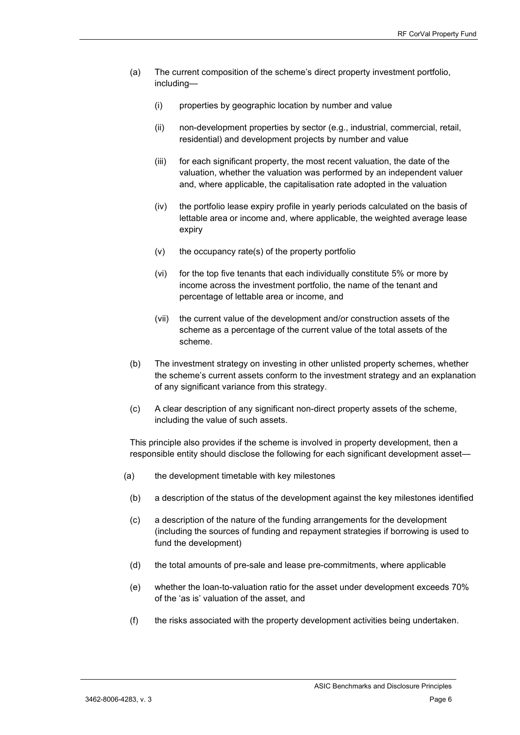(a) The current composition of the scheme's direct property investment portfolio, including—

  (i) properties by geographic location by number and value

  (ii) non-development properties by sector (e.g., industrial, commercial, retail, residential) and development projects by number and value

  (iii) for each significant property, the most recent valuation, the date of the valuation, whether the valuation was performed by an independent valuer and, where applicable, the capitalisation rate adopted in the valuation

  (iv) the portfolio lease expiry profile in yearly periods calculated on the basis of lettable area or income and, where applicable, the weighted average lease expiry

  (v) the occupancy rate(s) of the property portfolio

  (vi) for the top five tenants that each individually constitute 5% or more by income across the investment portfolio, the name of the tenant and percentage of lettable area or income, and

  (vii) the current value of the development and/or construction assets of the scheme as a percentage of the current value of the total assets of the scheme.

(b) The investment strategy on investing in other unlisted property schemes, whether the scheme's current assets conform to the investment strategy and an explanation of any significant variance from this strategy.

(c) A clear description of any significant non-direct property assets of the scheme, including the value of such assets.

This principle also provides if the scheme is involved in property development, then a responsible entity should disclose the following for each significant development asset—

(a) the development timetable with key milestones

(b) a description of the status of the development against the key milestones identified

(c) a description of the nature of the funding arrangements for the development (including the sources of funding and repayment strategies if borrowing is used to fund the development)

(d) the total amounts of pre-sale and lease pre-commitments, where applicable

(e) whether the loan-to-valuation ratio for the asset under development exceeds 70% of the 'as is' valuation of the asset, and

(f) the risks associated with the property development activities being undertaken.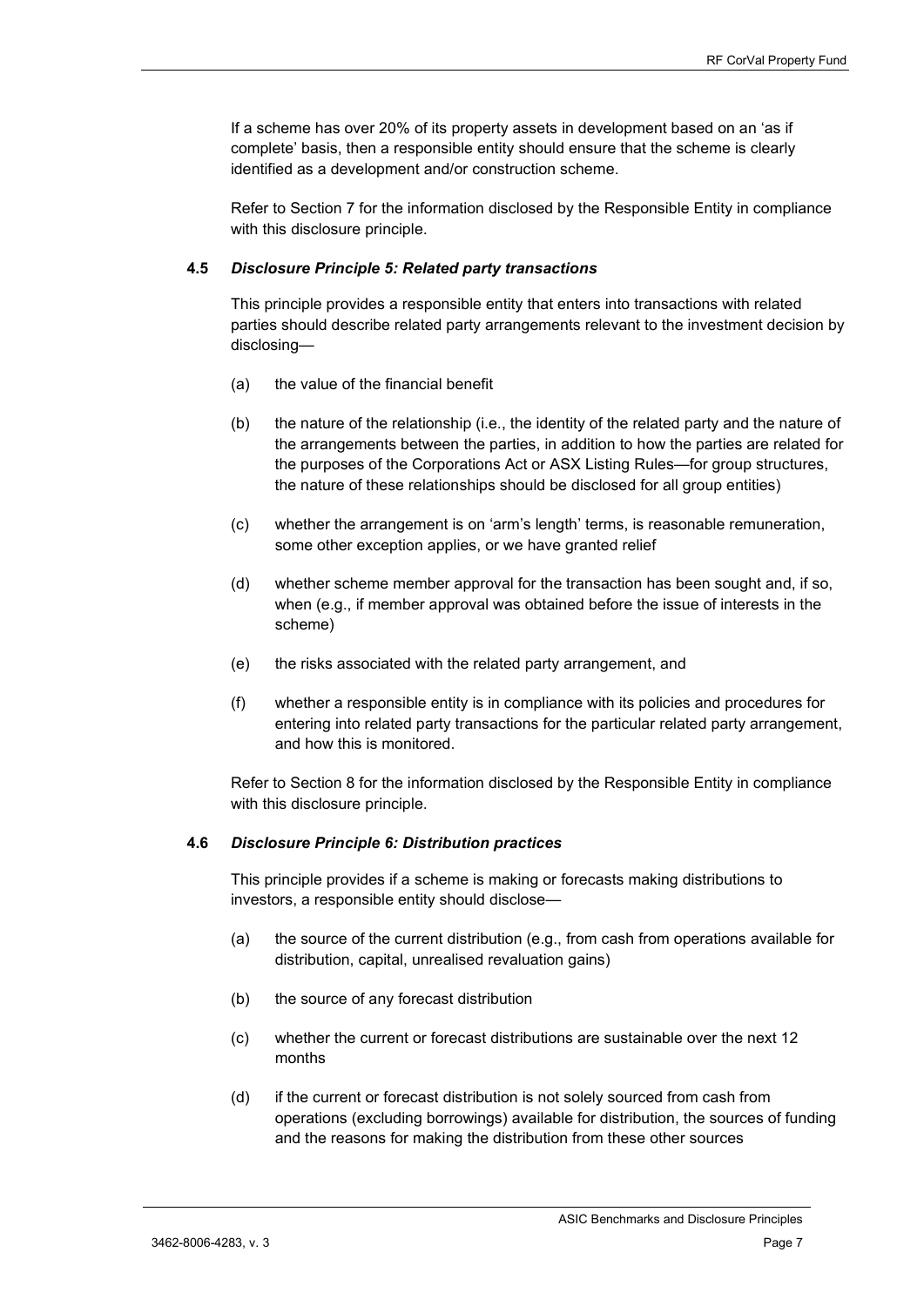If a scheme has over 20% of its property assets in development based on an 'as if complete' basis, then a responsible entity should ensure that the scheme is clearly identified as a development and/or construction scheme.

Refer to Section 7 for the information disclosed by the Responsible Entity in compliance with this disclosure principle.

### 4.5 *Disclosure Principle 5: Related party transactions*

This principle provides a responsible entity that enters into transactions with related parties should describe related party arrangements relevant to the investment decision by disclosing—

(a) the value of the financial benefit

(b) the nature of the relationship (i.e., the identity of the related party and the nature of the arrangements between the parties, in addition to how the parties are related for the purposes of the Corporations Act or ASX Listing Rules—for group structures, the nature of these relationships should be disclosed for all group entities)

(c) whether the arrangement is on 'arm's length' terms, is reasonable remuneration, some other exception applies, or we have granted relief

(d) whether scheme member approval for the transaction has been sought and, if so, when (e.g., if member approval was obtained before the issue of interests in the scheme)

(e) the risks associated with the related party arrangement, and

(f) whether a responsible entity is in compliance with its policies and procedures for entering into related party transactions for the particular related party arrangement, and how this is monitored.

Refer to Section 8 for the information disclosed by the Responsible Entity in compliance with this disclosure principle.

### 4.6 *Disclosure Principle 6: Distribution practices*

This principle provides if a scheme is making or forecasts making distributions to investors, a responsible entity should disclose—

(a) the source of the current distribution (e.g., from cash from operations available for distribution, capital, unrealised revaluation gains)

(b) the source of any forecast distribution

(c) whether the current or forecast distributions are sustainable over the next 12 months

(d) if the current or forecast distribution is not solely sourced from cash from operations (excluding borrowings) available for distribution, the sources of funding and the reasons for making the distribution from these other sources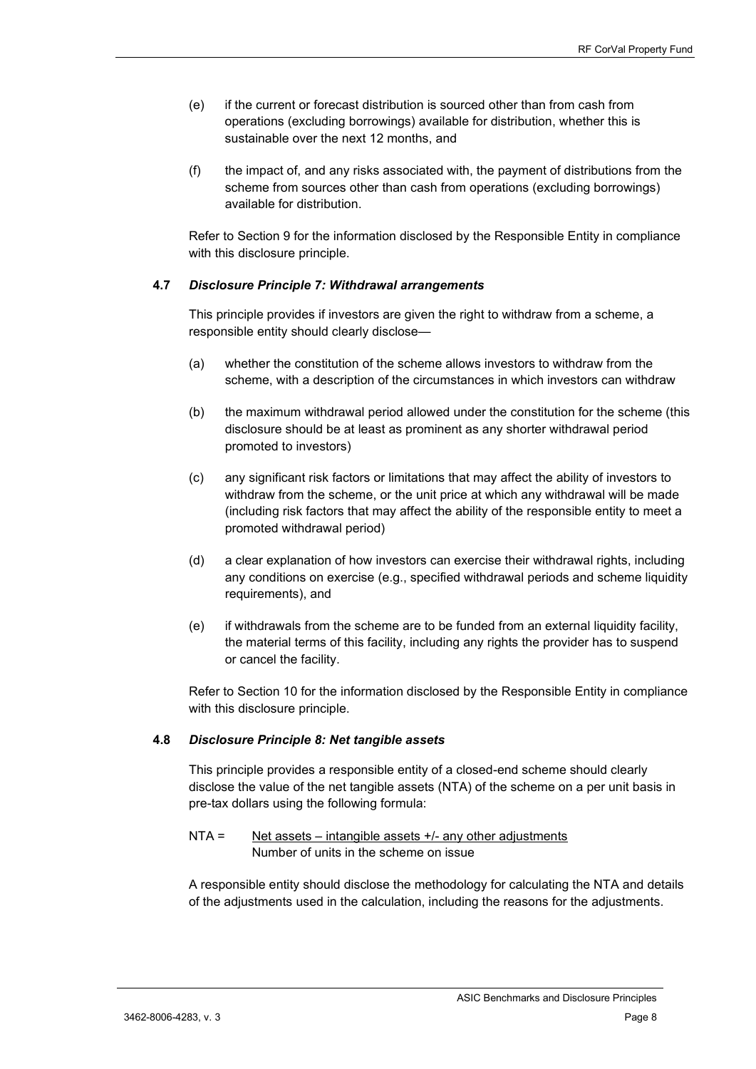(e) if the current or forecast distribution is sourced other than from cash from operations (excluding borrowings) available for distribution, whether this is sustainable over the next 12 months, and

(f) the impact of, and any risks associated with, the payment of distributions from the scheme from sources other than cash from operations (excluding borrowings) available for distribution.

Refer to Section 9 for the information disclosed by the Responsible Entity in compliance with this disclosure principle.

### 4.7 *Disclosure Principle 7: Withdrawal arrangements*

This principle provides if investors are given the right to withdraw from a scheme, a responsible entity should clearly disclose—

(a) whether the constitution of the scheme allows investors to withdraw from the scheme, with a description of the circumstances in which investors can withdraw

(b) the maximum withdrawal period allowed under the constitution for the scheme (this disclosure should be at least as prominent as any shorter withdrawal period promoted to investors)

(c) any significant risk factors or limitations that may affect the ability of investors to withdraw from the scheme, or the unit price at which any withdrawal will be made (including risk factors that may affect the ability of the responsible entity to meet a promoted withdrawal period)

(d) a clear explanation of how investors can exercise their withdrawal rights, including any conditions on exercise (e.g., specified withdrawal periods and scheme liquidity requirements), and

(e) if withdrawals from the scheme are to be funded from an external liquidity facility, the material terms of this facility, including any rights the provider has to suspend or cancel the facility.

Refer to Section 10 for the information disclosed by the Responsible Entity in compliance with this disclosure principle.

### 4.8 *Disclosure Principle 8: Net tangible assets*

This principle provides a responsible entity of a closed-end scheme should clearly disclose the value of the net tangible assets (NTA) of the scheme on a per unit basis in pre-tax dollars using the following formula:

$$\text{NTA} = \frac{\text{Net assets} - \text{intangible assets} +/- \text{any other adjustments}}{\text{Number of units in the scheme on issue}}$$

A responsible entity should disclose the methodology for calculating the NTA and details of the adjustments used in the calculation, including the reasons for the adjustments.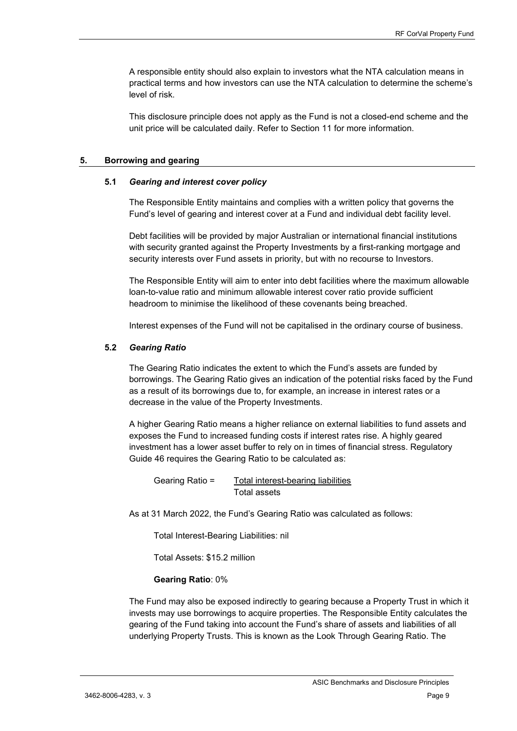A responsible entity should also explain to investors what the NTA calculation means in practical terms and how investors can use the NTA calculation to determine the scheme's level of risk.

This disclosure principle does not apply as the Fund is not a closed-end scheme and the unit price will be calculated daily. Refer to Section 11 for more information.

## 5. Borrowing and gearing

### 5.1 *Gearing and interest cover policy*

The Responsible Entity maintains and complies with a written policy that governs the Fund's level of gearing and interest cover at a Fund and individual debt facility level.

Debt facilities will be provided by major Australian or international financial institutions with security granted against the Property Investments by a first-ranking mortgage and security interests over Fund assets in priority, but with no recourse to Investors.

The Responsible Entity will aim to enter into debt facilities where the maximum allowable loan-to-value ratio and minimum allowable interest cover ratio provide sufficient headroom to minimise the likelihood of these covenants being breached.

Interest expenses of the Fund will not be capitalised in the ordinary course of business.

### 5.2 *Gearing Ratio*

The Gearing Ratio indicates the extent to which the Fund's assets are funded by borrowings. The Gearing Ratio gives an indication of the potential risks faced by the Fund as a result of its borrowings due to, for example, an increase in interest rates or a decrease in the value of the Property Investments.

A higher Gearing Ratio means a higher reliance on external liabilities to fund assets and exposes the Fund to increased funding costs if interest rates rise. A highly geared investment has a lower asset buffer to rely on in times of financial stress. Regulatory Guide 46 requires the Gearing Ratio to be calculated as:

$$\text{Gearing Ratio} = \frac{\text{Total interest-bearing liabilities}}{\text{Total assets}}$$

As at 31 March 2022, the Fund's Gearing Ratio was calculated as follows:

Total Interest-Bearing Liabilities: nil

Total Assets: $15.2 million

**Gearing Ratio**: 0%

The Fund may also be exposed indirectly to gearing because a Property Trust in which it invests may use borrowings to acquire properties. The Responsible Entity calculates the gearing of the Fund taking into account the Fund's share of assets and liabilities of all underlying Property Trusts. This is known as the Look Through Gearing Ratio. The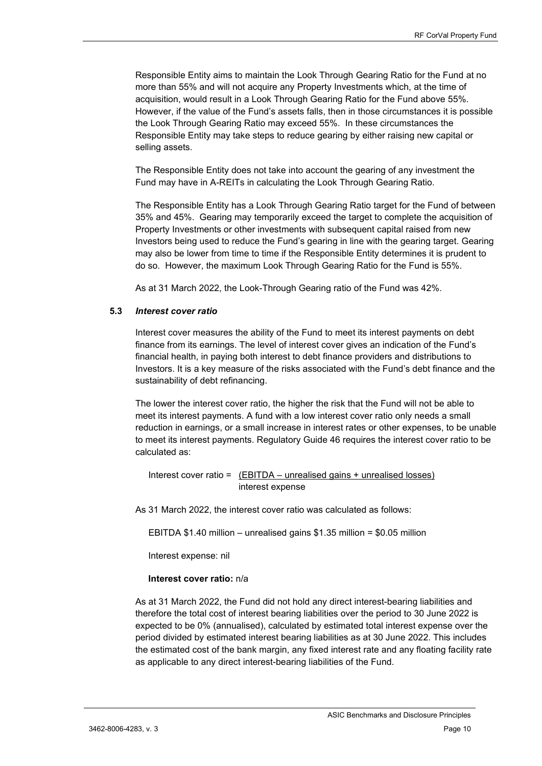Responsible Entity aims to maintain the Look Through Gearing Ratio for the Fund at no more than 55% and will not acquire any Property Investments which, at the time of acquisition, would result in a Look Through Gearing Ratio for the Fund above 55%. However, if the value of the Fund's assets falls, then in those circumstances it is possible the Look Through Gearing Ratio may exceed 55%. In these circumstances the Responsible Entity may take steps to reduce gearing by either raising new capital or selling assets.

The Responsible Entity does not take into account the gearing of any investment the Fund may have in A-REITs in calculating the Look Through Gearing Ratio.

The Responsible Entity has a Look Through Gearing Ratio target for the Fund of between 35% and 45%. Gearing may temporarily exceed the target to complete the acquisition of Property Investments or other investments with subsequent capital raised from new Investors being used to reduce the Fund's gearing in line with the gearing target. Gearing may also be lower from time to time if the Responsible Entity determines it is prudent to do so. However, the maximum Look Through Gearing Ratio for the Fund is 55%.

As at 31 March 2022, the Look-Through Gearing ratio of the Fund was 42%.

### 5.3 *Interest cover ratio*

Interest cover measures the ability of the Fund to meet its interest payments on debt finance from its earnings. The level of interest cover gives an indication of the Fund's financial health, in paying both interest to debt finance providers and distributions to Investors. It is a key measure of the risks associated with the Fund's debt finance and the sustainability of debt refinancing.

The lower the interest cover ratio, the higher the risk that the Fund will not be able to meet its interest payments. A fund with a low interest cover ratio only needs a small reduction in earnings, or a small increase in interest rates or other expenses, to be unable to meet its interest payments. Regulatory Guide 46 requires the interest cover ratio to be calculated as:

$$\text{Interest cover ratio} = \frac{(\text{EBITDA} - \text{unrealised gains} + \text{unrealised losses})}{\text{interest expense}}$$

As 31 March 2022, the interest cover ratio was calculated as follows:

EBITDA $1.40 million – unrealised gains $1.35 million = $0.05 million

Interest expense: nil

**Interest cover ratio:** n/a

As at 31 March 2022, the Fund did not hold any direct interest-bearing liabilities and therefore the total cost of interest bearing liabilities over the period to 30 June 2022 is expected to be 0% (annualised), calculated by estimated total interest expense over the period divided by estimated interest bearing liabilities as at 30 June 2022. This includes the estimated cost of the bank margin, any fixed interest rate and any floating facility rate as applicable to any direct interest-bearing liabilities of the Fund.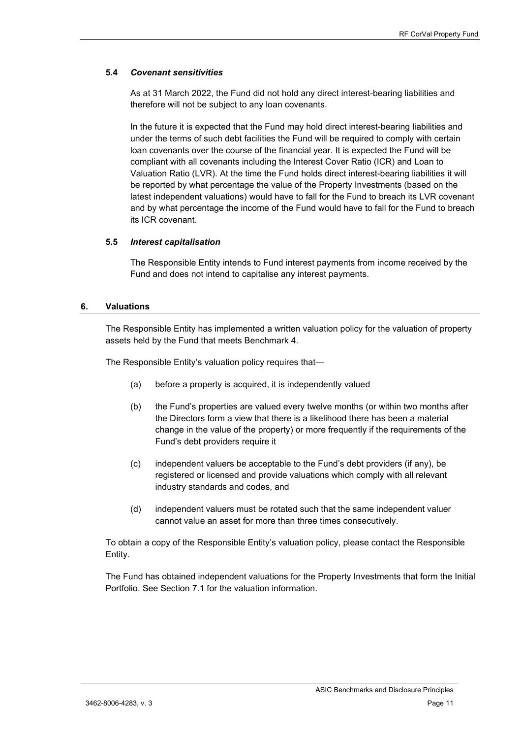### 5.4 *Covenant sensitivities*

As at 31 March 2022, the Fund did not hold any direct interest-bearing liabilities and therefore will not be subject to any loan covenants.

In the future it is expected that the Fund may hold direct interest-bearing liabilities and under the terms of such debt facilities the Fund will be required to comply with certain loan covenants over the course of the financial year. It is expected the Fund will be compliant with all covenants including the Interest Cover Ratio (ICR) and Loan to Valuation Ratio (LVR). At the time the Fund holds direct interest-bearing liabilities it will be reported by what percentage the value of the Property Investments (based on the latest independent valuations) would have to fall for the Fund to breach its LVR covenant and by what percentage the income of the Fund would have to fall for the Fund to breach its ICR covenant.

### 5.5 *Interest capitalisation*

The Responsible Entity intends to Fund interest payments from income received by the Fund and does not intend to capitalise any interest payments.

## 6. Valuations

The Responsible Entity has implemented a written valuation policy for the valuation of property assets held by the Fund that meets Benchmark 4.

The Responsible Entity's valuation policy requires that—

(a) before a property is acquired, it is independently valued

(b) the Fund's properties are valued every twelve months (or within two months after the Directors form a view that there is a likelihood there has been a material change in the value of the property) or more frequently if the requirements of the Fund's debt providers require it

(c) independent valuers be acceptable to the Fund's debt providers (if any), be registered or licensed and provide valuations which comply with all relevant industry standards and codes, and

(d) independent valuers must be rotated such that the same independent valuer cannot value an asset for more than three times consecutively.

To obtain a copy of the Responsible Entity's valuation policy, please contact the Responsible Entity.

The Fund has obtained independent valuations for the Property Investments that form the Initial Portfolio. See Section 7.1 for the valuation information.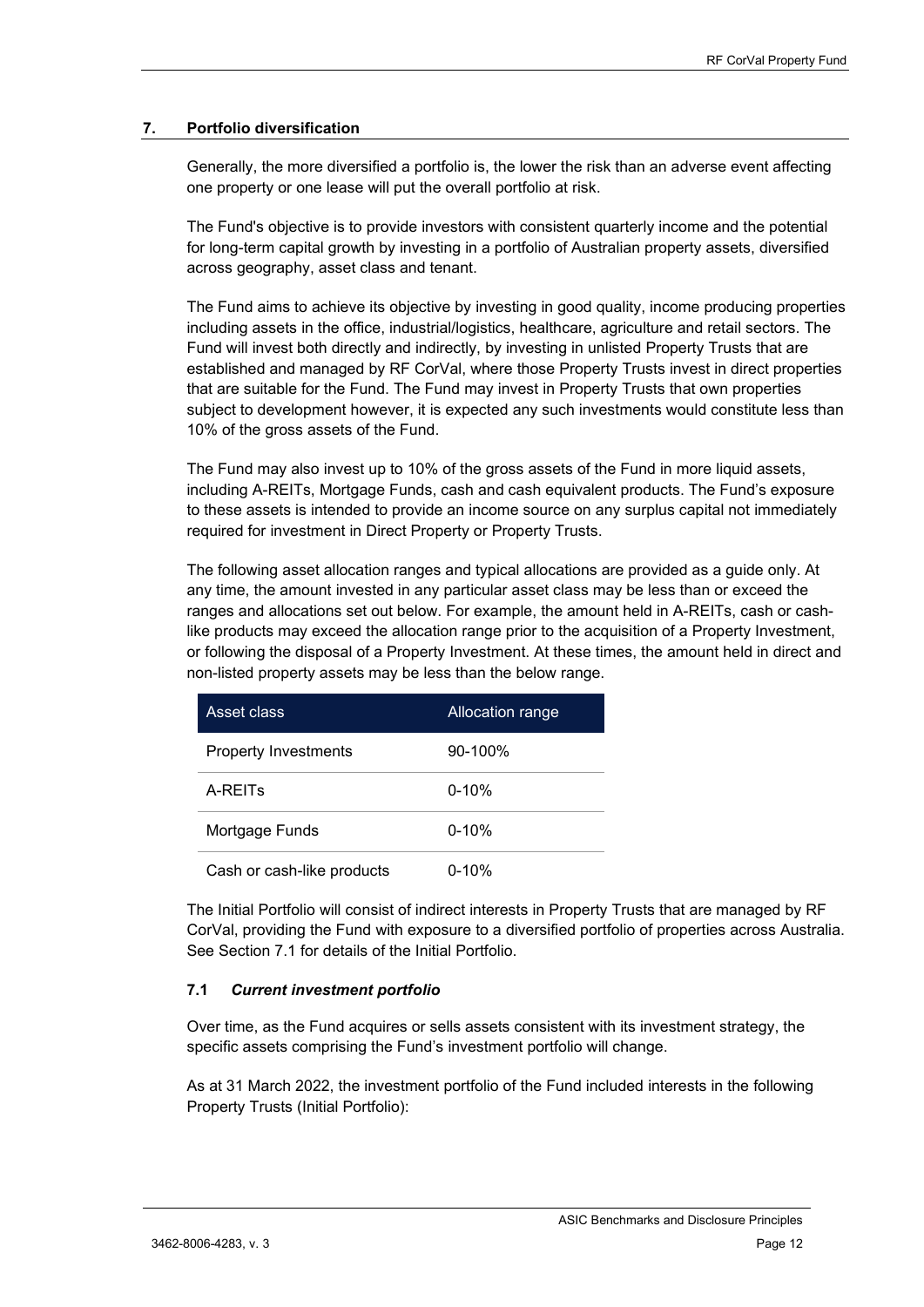## 7. Portfolio diversification

Generally, the more diversified a portfolio is, the lower the risk than an adverse event affecting one property or one lease will put the overall portfolio at risk.

The Fund's objective is to provide investors with consistent quarterly income and the potential for long-term capital growth by investing in a portfolio of Australian property assets, diversified across geography, asset class and tenant.

The Fund aims to achieve its objective by investing in good quality, income producing properties including assets in the office, industrial/logistics, healthcare, agriculture and retail sectors. The Fund will invest both directly and indirectly, by investing in unlisted Property Trusts that are established and managed by RF CorVal, where those Property Trusts invest in direct properties that are suitable for the Fund. The Fund may invest in Property Trusts that own properties subject to development however, it is expected any such investments would constitute less than 10% of the gross assets of the Fund.

The Fund may also invest up to 10% of the gross assets of the Fund in more liquid assets, including A-REITs, Mortgage Funds, cash and cash equivalent products. The Fund's exposure to these assets is intended to provide an income source on any surplus capital not immediately required for investment in Direct Property or Property Trusts.

The following asset allocation ranges and typical allocations are provided as a guide only. At any time, the amount invested in any particular asset class may be less than or exceed the ranges and allocations set out below. For example, the amount held in A-REITs, cash or cash-like products may exceed the allocation range prior to the acquisition of a Property Investment, or following the disposal of a Property Investment. At these times, the amount held in direct and non-listed property assets may be less than the below range.

| Asset class | Allocation range |
| --- | --- |
| Property Investments | 90-100% |
| A-REITs | 0-10% |
| Mortgage Funds | 0-10% |
| Cash or cash-like products | 0-10% |

The Initial Portfolio will consist of indirect interests in Property Trusts that are managed by RF CorVal, providing the Fund with exposure to a diversified portfolio of properties across Australia. See Section 7.1 for details of the Initial Portfolio.

### 7.1 *Current investment portfolio*

Over time, as the Fund acquires or sells assets consistent with its investment strategy, the specific assets comprising the Fund's investment portfolio will change.

As at 31 March 2022, the investment portfolio of the Fund included interests in the following Property Trusts (Initial Portfolio):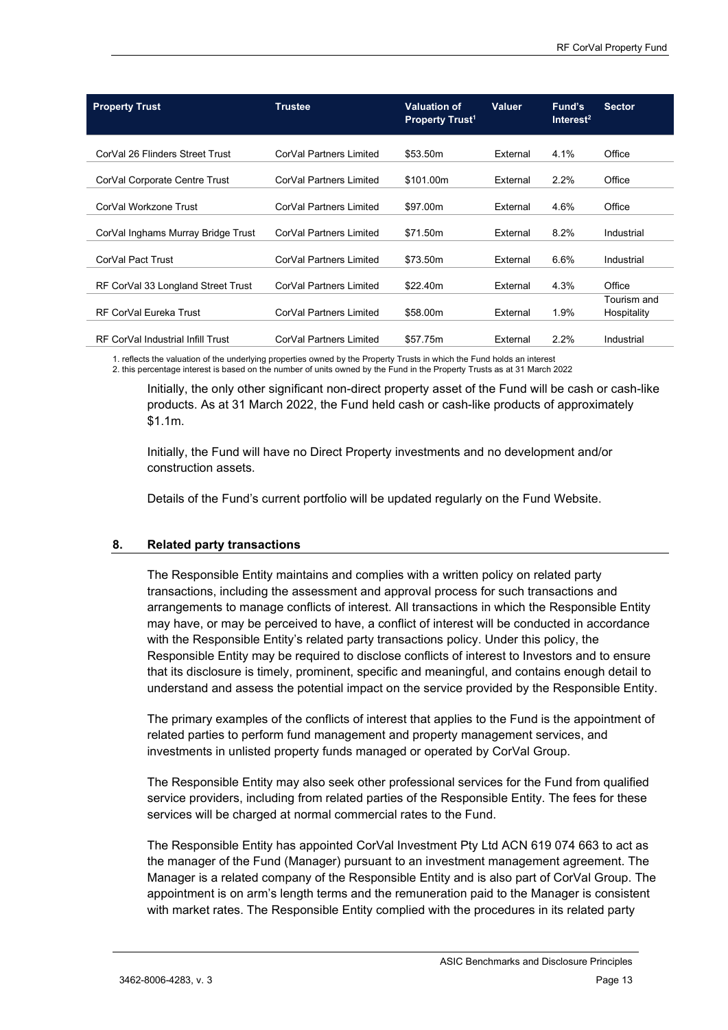| Property Trust | Trustee | Valuation of Property Trust[1] | Valuer | Fund's Interest[2] | Sector |
|---|---|---|---|---|---|
| CorVal 26 Flinders Street Trust | CorVal Partners Limited | $53.50m | External | 4.1% | Office |
| CorVal Corporate Centre Trust | CorVal Partners Limited | $101.00m | External | 2.2% | Office |
| CorVal Workzone Trust | CorVal Partners Limited | $97.00m | External | 4.6% | Office |
| CorVal Inghams Murray Bridge Trust | CorVal Partners Limited | $71.50m | External | 8.2% | Industrial |
| CorVal Pact Trust | CorVal Partners Limited | $73.50m | External | 6.6% | Industrial |
| RF CorVal 33 Longland Street Trust | CorVal Partners Limited | $22.40m | External | 4.3% | Office |
| RF CorVal Eureka Trust | CorVal Partners Limited | $58.00m | External | 1.9% | Tourism and Hospitality |
| RF CorVal Industrial Infill Trust | CorVal Partners Limited | $57.75m | External | 2.2% | Industrial |

1. reflects the valuation of the underlying properties owned by the Property Trusts in which the Fund holds an interest
2. this percentage interest is based on the number of units owned by the Fund in the Property Trusts as at 31 March 2022

Initially, the only other significant non-direct property asset of the Fund will be cash or cash-like products. As at 31 March 2022, the Fund held cash or cash-like products of approximately $1.1m.

Initially, the Fund will have no Direct Property investments and no development and/or construction assets.

Details of the Fund's current portfolio will be updated regularly on the Fund Website.

## 8. Related party transactions

The Responsible Entity maintains and complies with a written policy on related party transactions, including the assessment and approval process for such transactions and arrangements to manage conflicts of interest. All transactions in which the Responsible Entity may have, or may be perceived to have, a conflict of interest will be conducted in accordance with the Responsible Entity's related party transactions policy. Under this policy, the Responsible Entity may be required to disclose conflicts of interest to Investors and to ensure that its disclosure is timely, prominent, specific and meaningful, and contains enough detail to understand and assess the potential impact on the service provided by the Responsible Entity.

The primary examples of the conflicts of interest that applies to the Fund is the appointment of related parties to perform fund management and property management services, and investments in unlisted property funds managed or operated by CorVal Group.

The Responsible Entity may also seek other professional services for the Fund from qualified service providers, including from related parties of the Responsible Entity. The fees for these services will be charged at normal commercial rates to the Fund.

The Responsible Entity has appointed CorVal Investment Pty Ltd ACN 619 074 663 to act as the manager of the Fund (Manager) pursuant to an investment management agreement. The Manager is a related company of the Responsible Entity and is also part of CorVal Group. The appointment is on arm's length terms and the remuneration paid to the Manager is consistent with market rates. The Responsible Entity complied with the procedures in its related party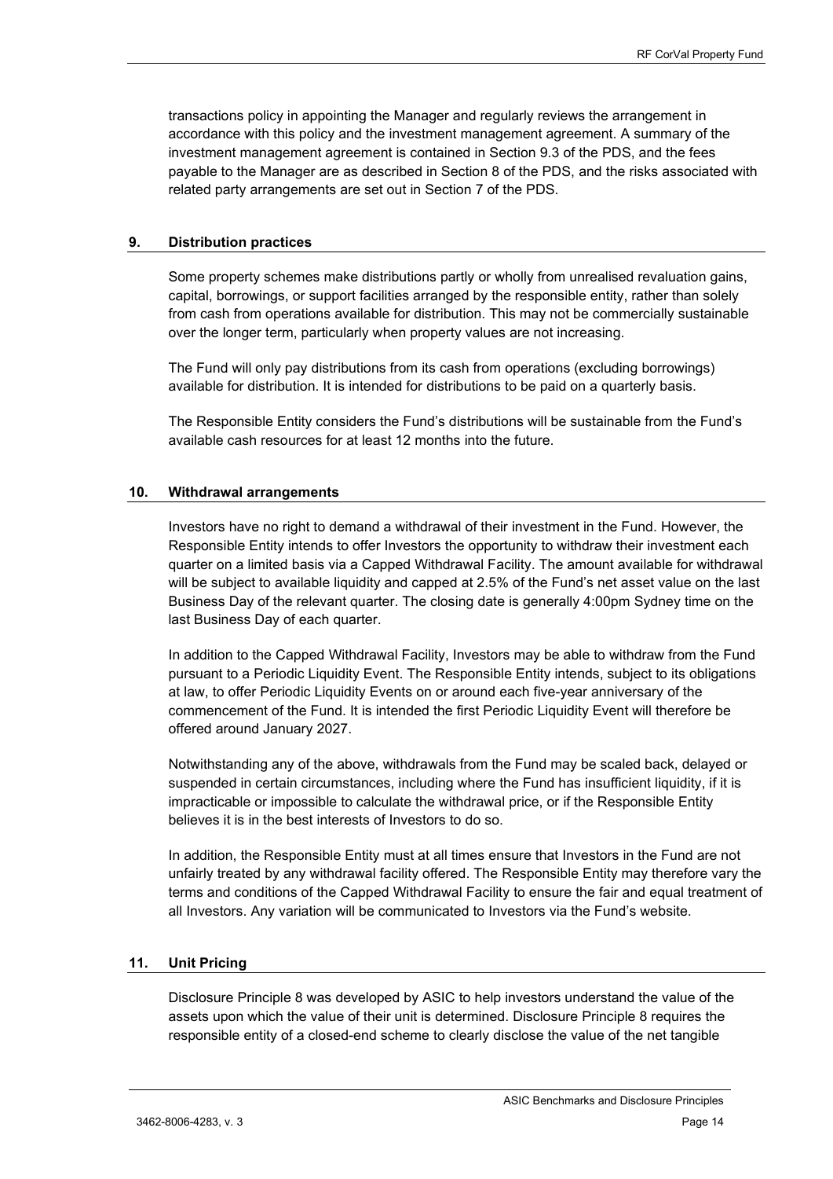transactions policy in appointing the Manager and regularly reviews the arrangement in accordance with this policy and the investment management agreement. A summary of the investment management agreement is contained in Section 9.3 of the PDS, and the fees payable to the Manager are as described in Section 8 of the PDS, and the risks associated with related party arrangements are set out in Section 7 of the PDS.

## 9. Distribution practices

Some property schemes make distributions partly or wholly from unrealised revaluation gains, capital, borrowings, or support facilities arranged by the responsible entity, rather than solely from cash from operations available for distribution. This may not be commercially sustainable over the longer term, particularly when property values are not increasing.

The Fund will only pay distributions from its cash from operations (excluding borrowings) available for distribution. It is intended for distributions to be paid on a quarterly basis.

The Responsible Entity considers the Fund's distributions will be sustainable from the Fund's available cash resources for at least 12 months into the future.

## 10. Withdrawal arrangements

Investors have no right to demand a withdrawal of their investment in the Fund. However, the Responsible Entity intends to offer Investors the opportunity to withdraw their investment each quarter on a limited basis via a Capped Withdrawal Facility. The amount available for withdrawal will be subject to available liquidity and capped at 2.5% of the Fund's net asset value on the last Business Day of the relevant quarter. The closing date is generally 4:00pm Sydney time on the last Business Day of each quarter.

In addition to the Capped Withdrawal Facility, Investors may be able to withdraw from the Fund pursuant to a Periodic Liquidity Event. The Responsible Entity intends, subject to its obligations at law, to offer Periodic Liquidity Events on or around each five-year anniversary of the commencement of the Fund. It is intended the first Periodic Liquidity Event will therefore be offered around January 2027.

Notwithstanding any of the above, withdrawals from the Fund may be scaled back, delayed or suspended in certain circumstances, including where the Fund has insufficient liquidity, if it is impracticable or impossible to calculate the withdrawal price, or if the Responsible Entity believes it is in the best interests of Investors to do so.

In addition, the Responsible Entity must at all times ensure that Investors in the Fund are not unfairly treated by any withdrawal facility offered. The Responsible Entity may therefore vary the terms and conditions of the Capped Withdrawal Facility to ensure the fair and equal treatment of all Investors. Any variation will be communicated to Investors via the Fund's website.

## 11. Unit Pricing

Disclosure Principle 8 was developed by ASIC to help investors understand the value of the assets upon which the value of their unit is determined. Disclosure Principle 8 requires the responsible entity of a closed-end scheme to clearly disclose the value of the net tangible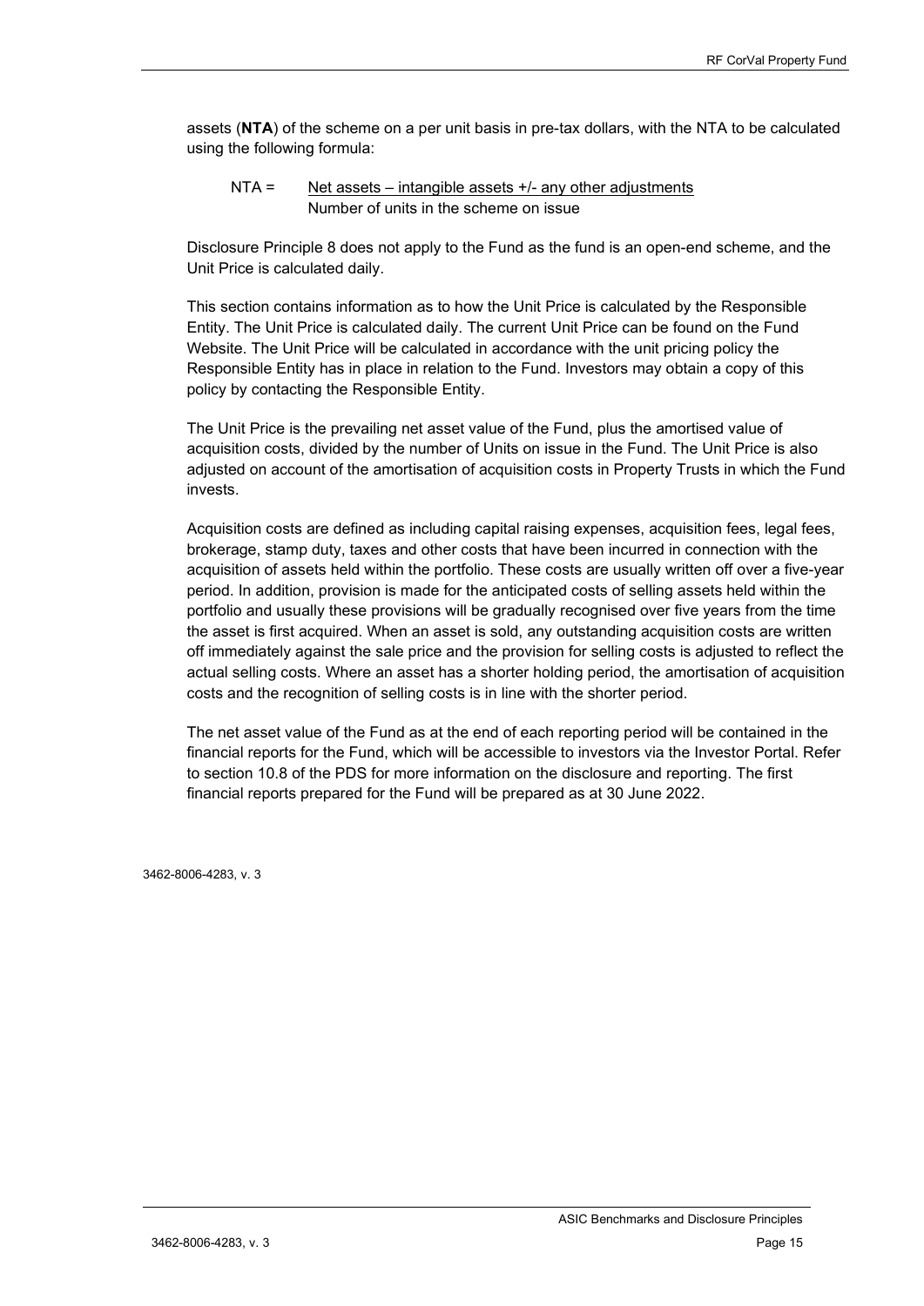assets (**NTA**) of the scheme on a per unit basis in pre-tax dollars, with the NTA to be calculated using the following formula:

$$\text{NTA} = \frac{\text{Net assets} - \text{intangible assets} \pm \text{any other adjustments}}{\text{Number of units in the scheme on issue}}$$

Disclosure Principle 8 does not apply to the Fund as the fund is an open-end scheme, and the Unit Price is calculated daily.

This section contains information as to how the Unit Price is calculated by the Responsible Entity. The Unit Price is calculated daily. The current Unit Price can be found on the Fund Website. The Unit Price will be calculated in accordance with the unit pricing policy the Responsible Entity has in place in relation to the Fund. Investors may obtain a copy of this policy by contacting the Responsible Entity.

The Unit Price is the prevailing net asset value of the Fund, plus the amortised value of acquisition costs, divided by the number of Units on issue in the Fund. The Unit Price is also adjusted on account of the amortisation of acquisition costs in Property Trusts in which the Fund invests.

Acquisition costs are defined as including capital raising expenses, acquisition fees, legal fees, brokerage, stamp duty, taxes and other costs that have been incurred in connection with the acquisition of assets held within the portfolio. These costs are usually written off over a five-year period. In addition, provision is made for the anticipated costs of selling assets held within the portfolio and usually these provisions will be gradually recognised over five years from the time the asset is first acquired. When an asset is sold, any outstanding acquisition costs are written off immediately against the sale price and the provision for selling costs is adjusted to reflect the actual selling costs. Where an asset has a shorter holding period, the amortisation of acquisition costs and the recognition of selling costs is in line with the shorter period.

The net asset value of the Fund as at the end of each reporting period will be contained in the financial reports for the Fund, which will be accessible to investors via the Investor Portal. Refer to section 10.8 of the PDS for more information on the disclosure and reporting. The first financial reports prepared for the Fund will be prepared as at 30 June 2022.

3462-8006-4283, v. 3